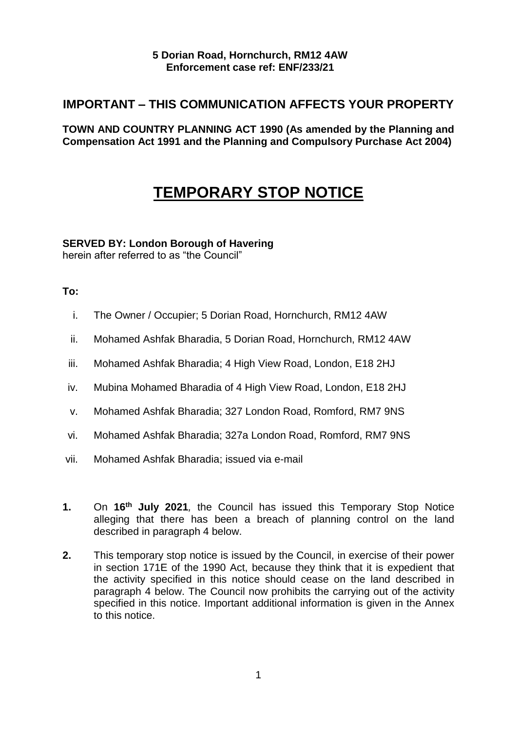**5 Dorian Road, Hornchurch, RM12 4AW**
**Enforcement case ref: ENF/233/21**

## IMPORTANT – THIS COMMUNICATION AFFECTS YOUR PROPERTY

**TOWN AND COUNTRY PLANNING ACT 1990 (As amended by the Planning and Compensation Act 1991 and the Planning and Compulsory Purchase Act 2004)**

# TEMPORARY STOP NOTICE

**SERVED BY: London Borough of Havering**
herein after referred to as "the Council"

**To:**

i. The Owner / Occupier; 5 Dorian Road, Hornchurch, RM12 4AW
ii. Mohamed Ashfak Bharadia, 5 Dorian Road, Hornchurch, RM12 4AW
iii. Mohamed Ashfak Bharadia; 4 High View Road, London, E18 2HJ
iv. Mubina Mohamed Bharadia of 4 High View Road, London, E18 2HJ
v. Mohamed Ashfak Bharadia; 327 London Road, Romford, RM7 9NS
vi. Mohamed Ashfak Bharadia; 327a London Road, Romford, RM7 9NS
vii. Mohamed Ashfak Bharadia; issued via e-mail

**1.** On **16th July 2021**, the Council has issued this Temporary Stop Notice alleging that there has been a breach of planning control on the land described in paragraph 4 below.

**2.** This temporary stop notice is issued by the Council, in exercise of their power in section 171E of the 1990 Act, because they think that it is expedient that the activity specified in this notice should cease on the land described in paragraph 4 below. The Council now prohibits the carrying out of the activity specified in this notice. Important additional information is given in the Annex to this notice.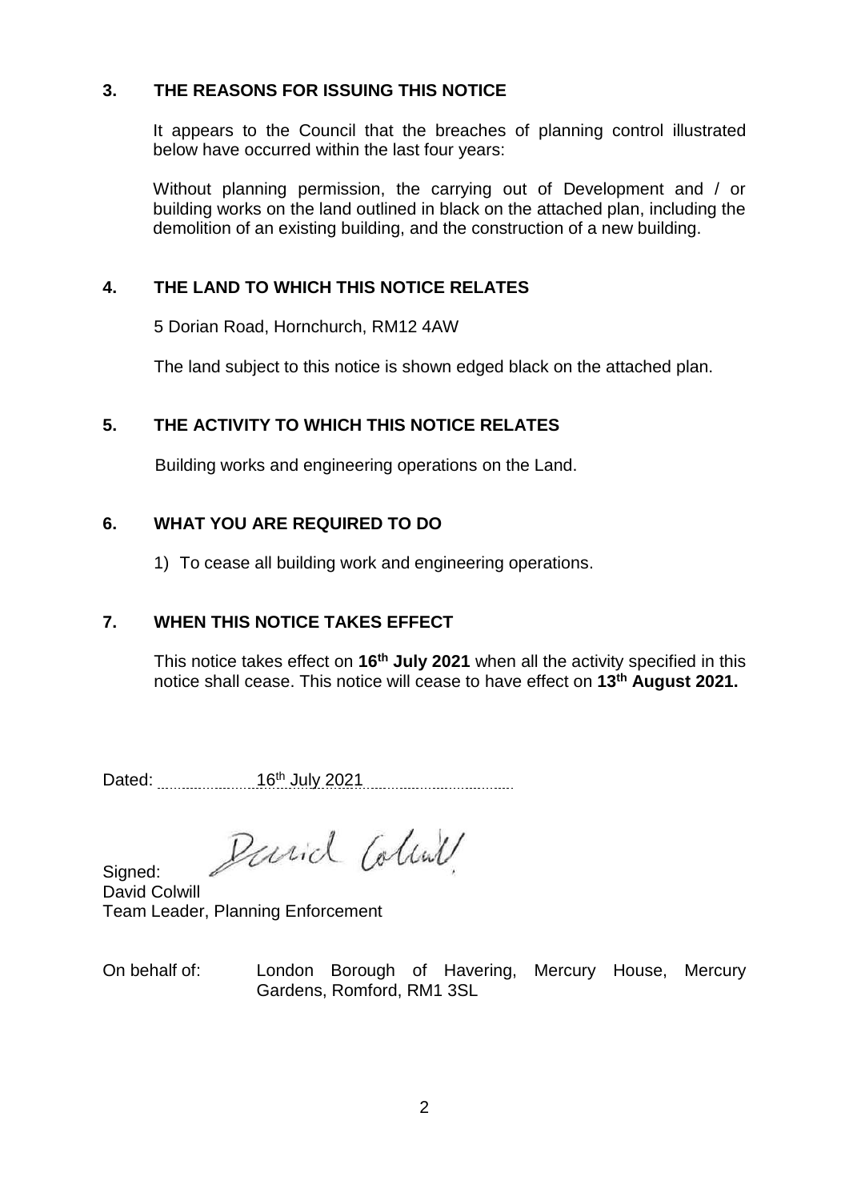## 3. THE REASONS FOR ISSUING THIS NOTICE

It appears to the Council that the breaches of planning control illustrated below have occurred within the last four years:

Without planning permission, the carrying out of Development and / or building works on the land outlined in black on the attached plan, including the demolition of an existing building, and the construction of a new building.

## 4. THE LAND TO WHICH THIS NOTICE RELATES

5 Dorian Road, Hornchurch, RM12 4AW

The land subject to this notice is shown edged black on the attached plan.

## 5. THE ACTIVITY TO WHICH THIS NOTICE RELATES

Building works and engineering operations on the Land.

## 6. WHAT YOU ARE REQUIRED TO DO

1) To cease all building work and engineering operations.

## 7. WHEN THIS NOTICE TAKES EFFECT

This notice takes effect on **16th July 2021** when all the activity specified in this notice shall cease. This notice will cease to have effect on **13th August 2021.**

Dated: 16th July 2021

Signed: David Colwill

David Colwill
Team Leader, Planning Enforcement

On behalf of: London Borough of Havering, Mercury House, Mercury Gardens, Romford, RM1 3SL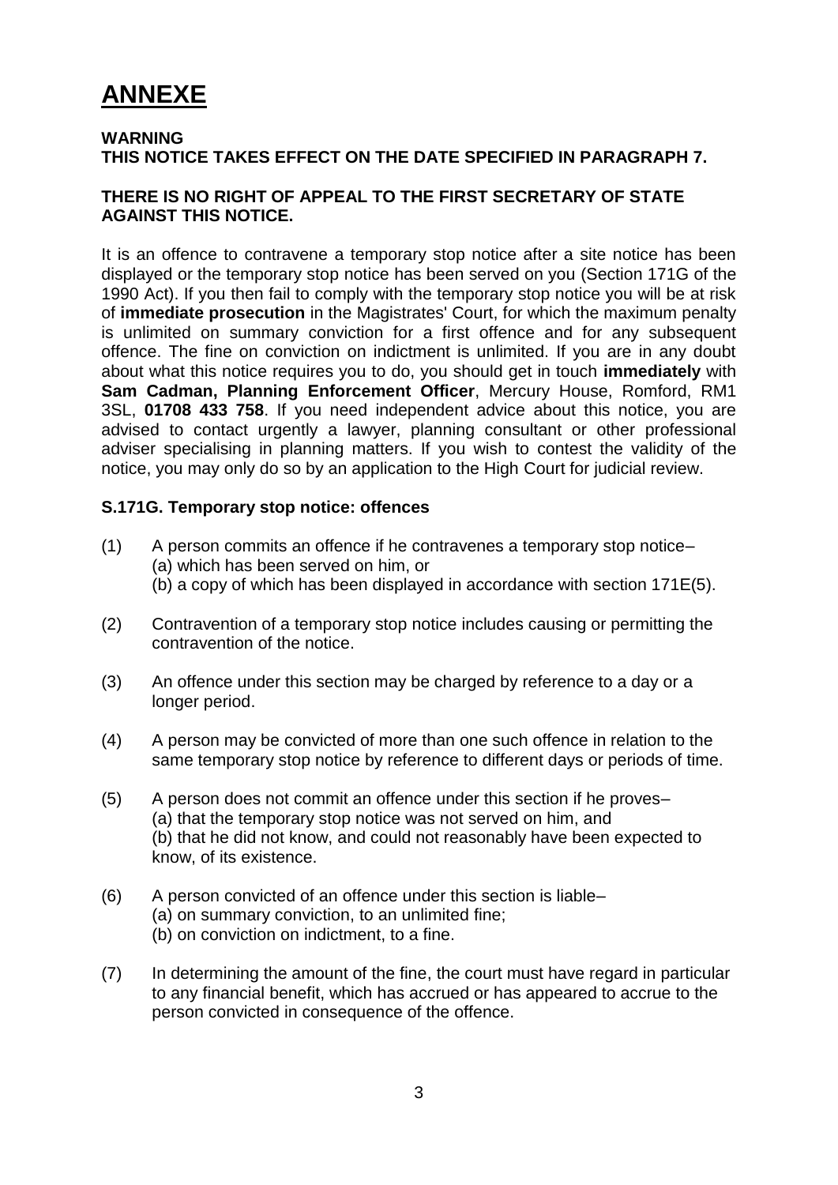# ANNEXE

**WARNING**
**THIS NOTICE TAKES EFFECT ON THE DATE SPECIFIED IN PARAGRAPH 7.**

**THERE IS NO RIGHT OF APPEAL TO THE FIRST SECRETARY OF STATE AGAINST THIS NOTICE.**

It is an offence to contravene a temporary stop notice after a site notice has been displayed or the temporary stop notice has been served on you (Section 171G of the 1990 Act). If you then fail to comply with the temporary stop notice you will be at risk of **immediate prosecution** in the Magistrates' Court, for which the maximum penalty is unlimited on summary conviction for a first offence and for any subsequent offence. The fine on conviction on indictment is unlimited. If you are in any doubt about what this notice requires you to do, you should get in touch **immediately** with **Sam Cadman, Planning Enforcement Officer**, Mercury House, Romford, RM1 3SL, **01708 433 758**. If you need independent advice about this notice, you are advised to contact urgently a lawyer, planning consultant or other professional adviser specialising in planning matters. If you wish to contest the validity of the notice, you may only do so by an application to the High Court for judicial review.

**S.171G. Temporary stop notice: offences**

(1) A person commits an offence if he contravenes a temporary stop notice–
 (a) which has been served on him, or
 (b) a copy of which has been displayed in accordance with section 171E(5).

(2) Contravention of a temporary stop notice includes causing or permitting the contravention of the notice.

(3) An offence under this section may be charged by reference to a day or a longer period.

(4) A person may be convicted of more than one such offence in relation to the same temporary stop notice by reference to different days or periods of time.

(5) A person does not commit an offence under this section if he proves–
 (a) that the temporary stop notice was not served on him, and
 (b) that he did not know, and could not reasonably have been expected to know, of its existence.

(6) A person convicted of an offence under this section is liable–
 (a) on summary conviction, to an unlimited fine;
 (b) on conviction on indictment, to a fine.

(7) In determining the amount of the fine, the court must have regard in particular to any financial benefit, which has accrued or has appeared to accrue to the person convicted in consequence of the offence.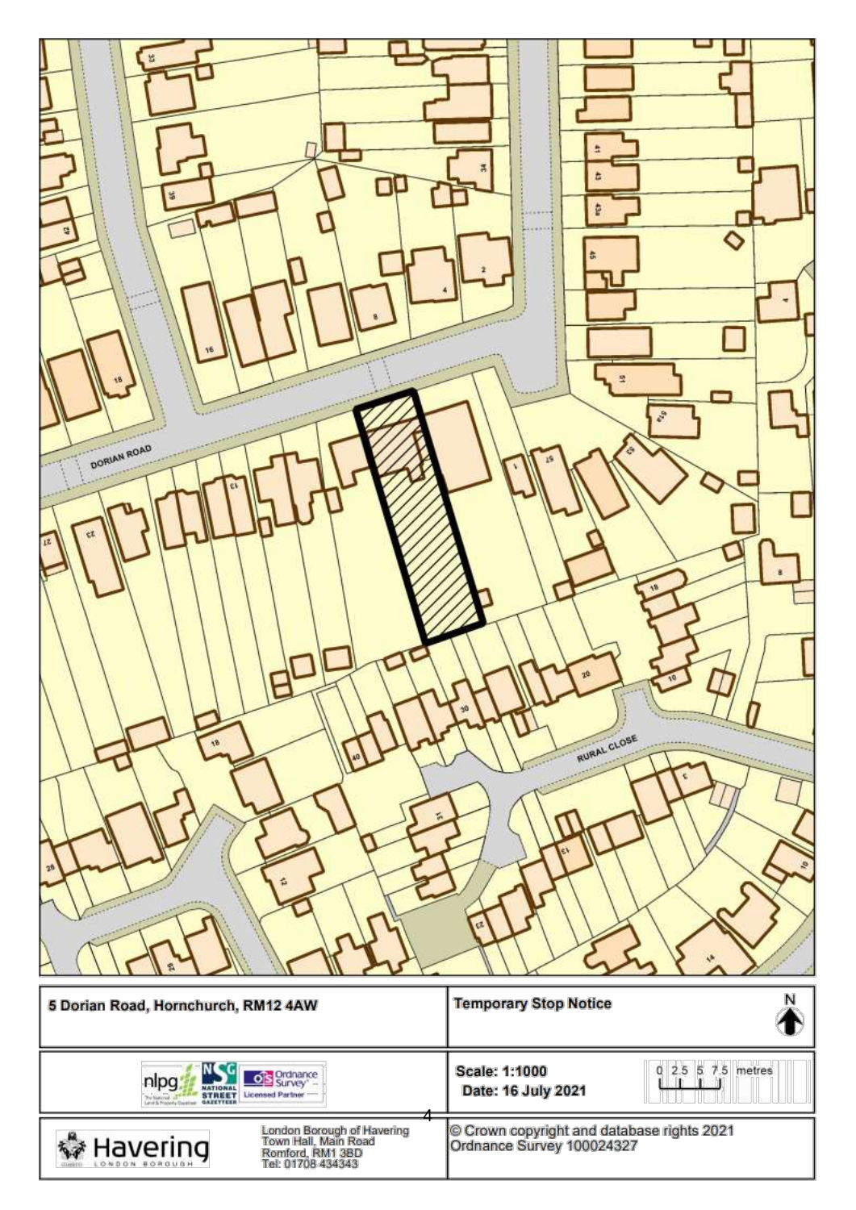DORIAN ROAD

RURAL CLOSE

| | |
|---|---|
| 5 Dorian Road, Hornchurch, RM12 4AW | Temporary Stop Notice |
| | Scale: 1:1000<br>Date: 16 July 2021 |
| London Borough of Havering<br>Town Hall, Main Road<br>Romford, RM1 3BD<br>Tel: 01708 434343 | © Crown copyright and database rights 2021<br>Ordnance Survey 100024327 |

0 2.5 5 7.5 metres